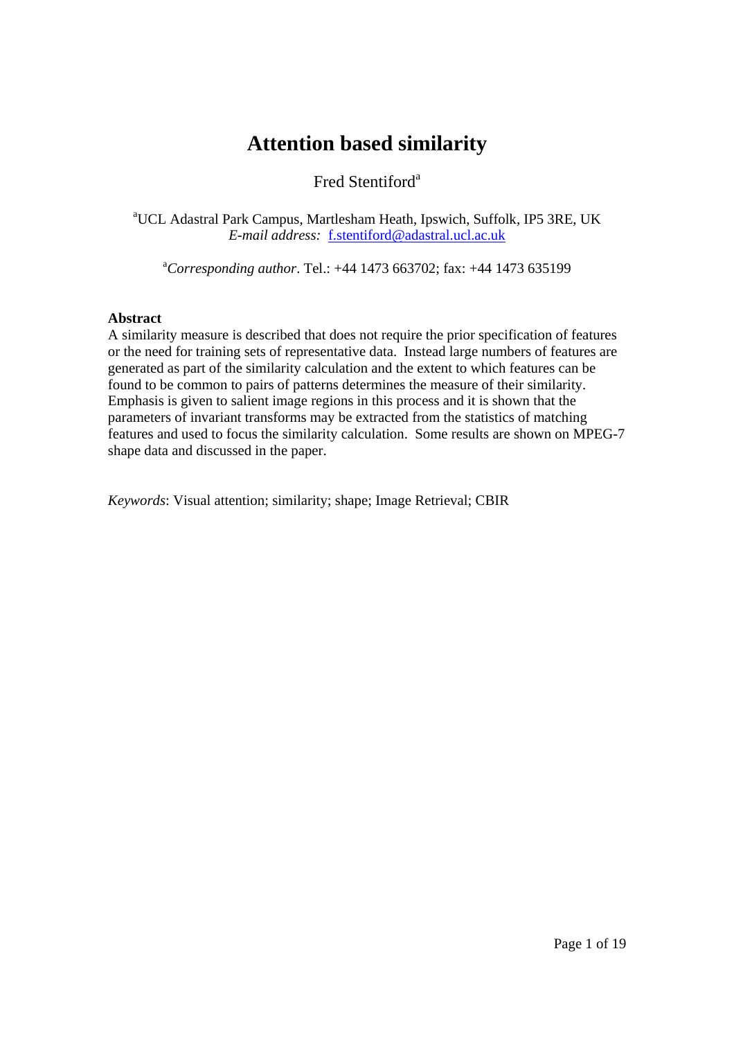# Attention based similarity

Fred Stentiford[a]

[a]UCL Adastral Park Campus, Martlesham Heath, Ipswich, Suffolk, IP5 3RE, UK
*E-mail address:* f.stentiford@adastral.ucl.ac.uk

[a]*Corresponding author*. Tel.: +44 1473 663702; fax: +44 1473 635199

**Abstract**

A similarity measure is described that does not require the prior specification of features or the need for training sets of representative data. Instead large numbers of features are generated as part of the similarity calculation and the extent to which features can be found to be common to pairs of patterns determines the measure of their similarity. Emphasis is given to salient image regions in this process and it is shown that the parameters of invariant transforms may be extracted from the statistics of matching features and used to focus the similarity calculation. Some results are shown on MPEG-7 shape data and discussed in the paper.

*Keywords*: Visual attention; similarity; shape; Image Retrieval; CBIR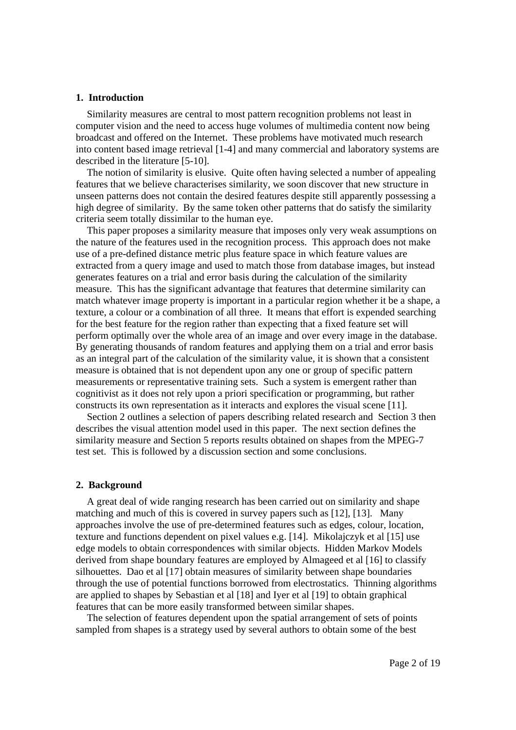## 1. Introduction

Similarity measures are central to most pattern recognition problems not least in computer vision and the need to access huge volumes of multimedia content now being broadcast and offered on the Internet. These problems have motivated much research into content based image retrieval [1-4] and many commercial and laboratory systems are described in the literature [5-10].

The notion of similarity is elusive. Quite often having selected a number of appealing features that we believe characterises similarity, we soon discover that new structure in unseen patterns does not contain the desired features despite still apparently possessing a high degree of similarity. By the same token other patterns that do satisfy the similarity criteria seem totally dissimilar to the human eye.

This paper proposes a similarity measure that imposes only very weak assumptions on the nature of the features used in the recognition process. This approach does not make use of a pre-defined distance metric plus feature space in which feature values are extracted from a query image and used to match those from database images, but instead generates features on a trial and error basis during the calculation of the similarity measure. This has the significant advantage that features that determine similarity can match whatever image property is important in a particular region whether it be a shape, a texture, a colour or a combination of all three. It means that effort is expended searching for the best feature for the region rather than expecting that a fixed feature set will perform optimally over the whole area of an image and over every image in the database. By generating thousands of random features and applying them on a trial and error basis as an integral part of the calculation of the similarity value, it is shown that a consistent measure is obtained that is not dependent upon any one or group of specific pattern measurements or representative training sets. Such a system is emergent rather than cognitivist as it does not rely upon a priori specification or programming, but rather constructs its own representation as it interacts and explores the visual scene [11].

Section 2 outlines a selection of papers describing related research and Section 3 then describes the visual attention model used in this paper. The next section defines the similarity measure and Section 5 reports results obtained on shapes from the MPEG-7 test set. This is followed by a discussion section and some conclusions.

## 2. Background

A great deal of wide ranging research has been carried out on similarity and shape matching and much of this is covered in survey papers such as [12], [13]. Many approaches involve the use of pre-determined features such as edges, colour, location, texture and functions dependent on pixel values e.g. [14]. Mikolajczyk et al [15] use edge models to obtain correspondences with similar objects. Hidden Markov Models derived from shape boundary features are employed by Almageed et al [16] to classify silhouettes. Dao et al [17] obtain measures of similarity between shape boundaries through the use of potential functions borrowed from electrostatics. Thinning algorithms are applied to shapes by Sebastian et al [18] and Iyer et al [19] to obtain graphical features that can be more easily transformed between similar shapes.

The selection of features dependent upon the spatial arrangement of sets of points sampled from shapes is a strategy used by several authors to obtain some of the best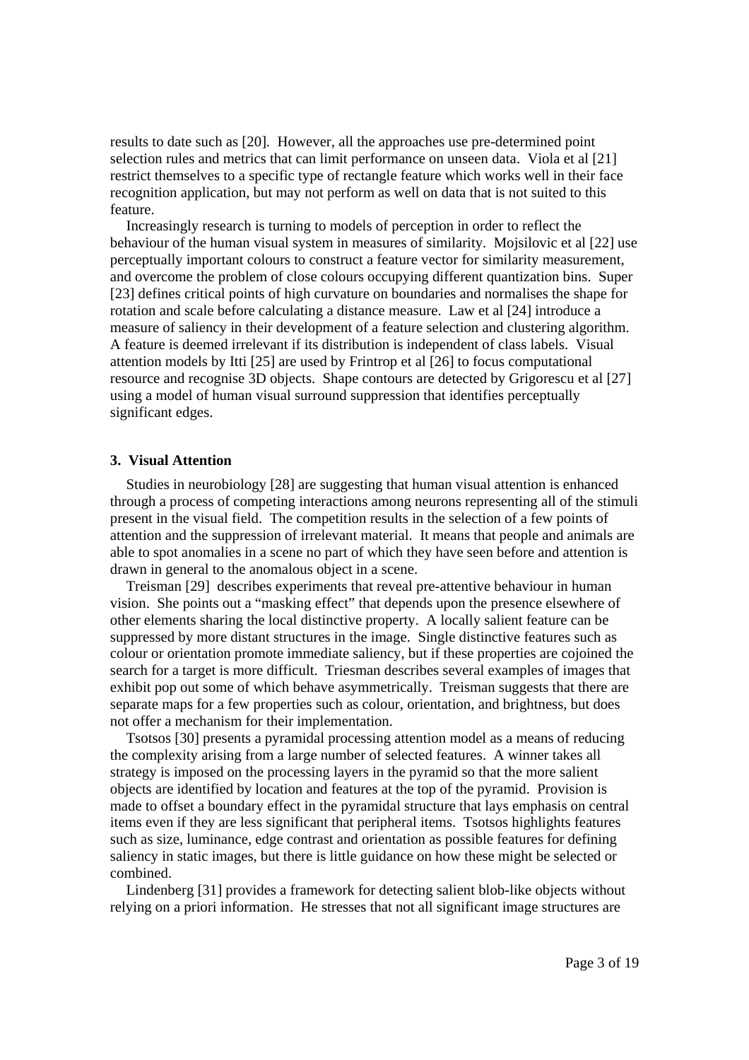results to date such as [20]. However, all the approaches use pre-determined point selection rules and metrics that can limit performance on unseen data. Viola et al [21] restrict themselves to a specific type of rectangle feature which works well in their face recognition application, but may not perform as well on data that is not suited to this feature.

Increasingly research is turning to models of perception in order to reflect the behaviour of the human visual system in measures of similarity. Mojsilovic et al [22] use perceptually important colours to construct a feature vector for similarity measurement, and overcome the problem of close colours occupying different quantization bins. Super [23] defines critical points of high curvature on boundaries and normalises the shape for rotation and scale before calculating a distance measure. Law et al [24] introduce a measure of saliency in their development of a feature selection and clustering algorithm. A feature is deemed irrelevant if its distribution is independent of class labels. Visual attention models by Itti [25] are used by Frintrop et al [26] to focus computational resource and recognise 3D objects. Shape contours are detected by Grigorescu et al [27] using a model of human visual surround suppression that identifies perceptually significant edges.

### 3. Visual Attention

Studies in neurobiology [28] are suggesting that human visual attention is enhanced through a process of competing interactions among neurons representing all of the stimuli present in the visual field. The competition results in the selection of a few points of attention and the suppression of irrelevant material. It means that people and animals are able to spot anomalies in a scene no part of which they have seen before and attention is drawn in general to the anomalous object in a scene.

Treisman [29] describes experiments that reveal pre-attentive behaviour in human vision. She points out a "masking effect" that depends upon the presence elsewhere of other elements sharing the local distinctive property. A locally salient feature can be suppressed by more distant structures in the image. Single distinctive features such as colour or orientation promote immediate saliency, but if these properties are cojoined the search for a target is more difficult. Triesman describes several examples of images that exhibit pop out some of which behave asymmetrically. Treisman suggests that there are separate maps for a few properties such as colour, orientation, and brightness, but does not offer a mechanism for their implementation.

Tsotsos [30] presents a pyramidal processing attention model as a means of reducing the complexity arising from a large number of selected features. A winner takes all strategy is imposed on the processing layers in the pyramid so that the more salient objects are identified by location and features at the top of the pyramid. Provision is made to offset a boundary effect in the pyramidal structure that lays emphasis on central items even if they are less significant that peripheral items. Tsotsos highlights features such as size, luminance, edge contrast and orientation as possible features for defining saliency in static images, but there is little guidance on how these might be selected or combined.

Lindenberg [31] provides a framework for detecting salient blob-like objects without relying on a priori information. He stresses that not all significant image structures are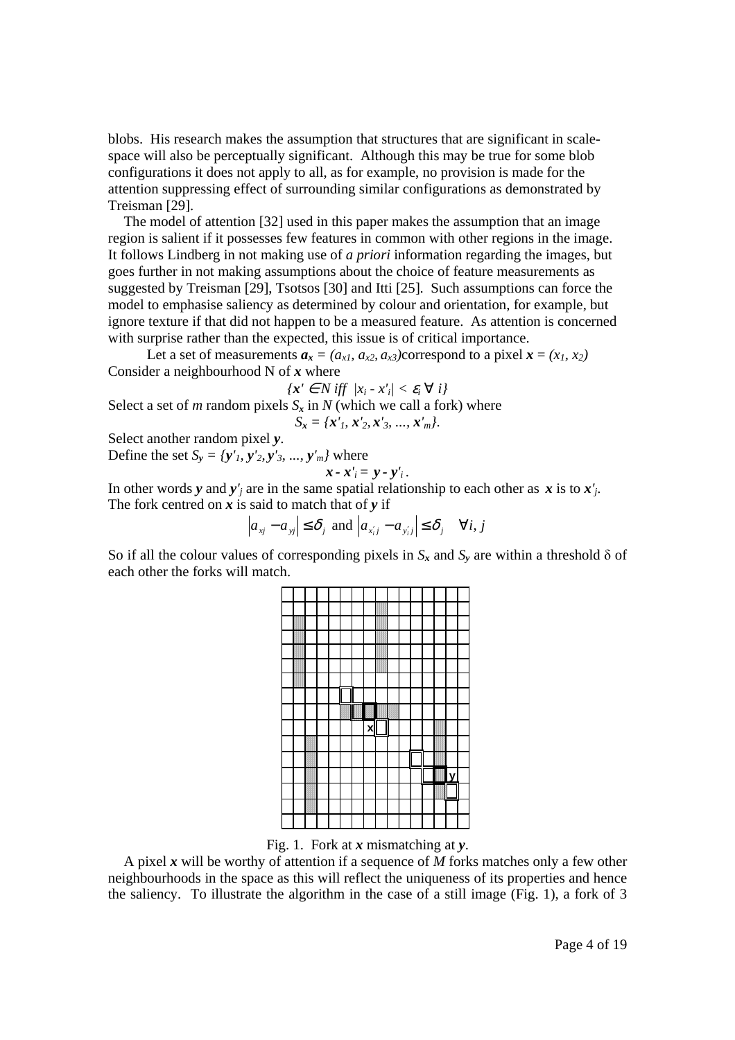blobs. His research makes the assumption that structures that are significant in scale-space will also be perceptually significant. Although this may be true for some blob configurations it does not apply to all, as for example, no provision is made for the attention suppressing effect of surrounding similar configurations as demonstrated by Treisman [29].

The model of attention [32] used in this paper makes the assumption that an image region is salient if it possesses few features in common with other regions in the image. It follows Lindberg in not making use of *a priori* information regarding the images, but goes further in not making assumptions about the choice of feature measurements as suggested by Treisman [29], Tsotsos [30] and Itti [25]. Such assumptions can force the model to emphasise saliency as determined by colour and orientation, for example, but ignore texture if that did not happen to be a measured feature. As attention is concerned with surprise rather than the expected, this issue is of critical importance.

Let a set of measurements $\boldsymbol{a}_{\boldsymbol{x}} = (a_{x1}, a_{x2}, a_{x3})$ correspond to a pixel $\boldsymbol{x} = (x_1, x_2)$ Consider a neighbourhood N of $\boldsymbol{x}$ where

$$\{\boldsymbol{x}' \in N \text{ iff } |x_i - x'_i| < \varepsilon_i \; \forall \; i\}$$

Select a set of $m$ random pixels $S_{\boldsymbol{x}}$ in $N$ (which we call a fork) where

$$S_{\boldsymbol{x}} = \{\boldsymbol{x}'_1, \boldsymbol{x}'_2, \boldsymbol{x}'_3, ..., \boldsymbol{x}'_m\}.$$

Select another random pixel $\boldsymbol{y}$.

Define the set $S_{\boldsymbol{y}} = \{\boldsymbol{y}'_1, \boldsymbol{y}'_2, \boldsymbol{y}'_3, ..., \boldsymbol{y}'_m\}$ where

$$\boldsymbol{x} - \boldsymbol{x}'_i = \boldsymbol{y} - \boldsymbol{y}'_i.$$

In other words $\boldsymbol{y}$ and $\boldsymbol{y}'_j$ are in the same spatial relationship to each other as $\boldsymbol{x}$ is to $\boldsymbol{x}'_j$. The fork centred on $\boldsymbol{x}$ is said to match that of $\boldsymbol{y}$ if

$$\left|a_{xj} - a_{yj}\right| \le \delta_j \text{ and } \left|a_{x'_i j} - a_{y'_i j}\right| \le \delta_j \quad \forall i, j$$

So if all the colour values of corresponding pixels in $S_{\boldsymbol{x}}$ and $S_{\boldsymbol{y}}$ are within a threshold $\delta$ of each other the forks will match.

Fig. 1. Fork at $\boldsymbol{x}$ mismatching at $\boldsymbol{y}$.

A pixel $\boldsymbol{x}$ will be worthy of attention if a sequence of $M$ forks matches only a few other neighbourhoods in the space as this will reflect the uniqueness of its properties and hence the saliency. To illustrate the algorithm in the case of a still image (Fig. 1), a fork of 3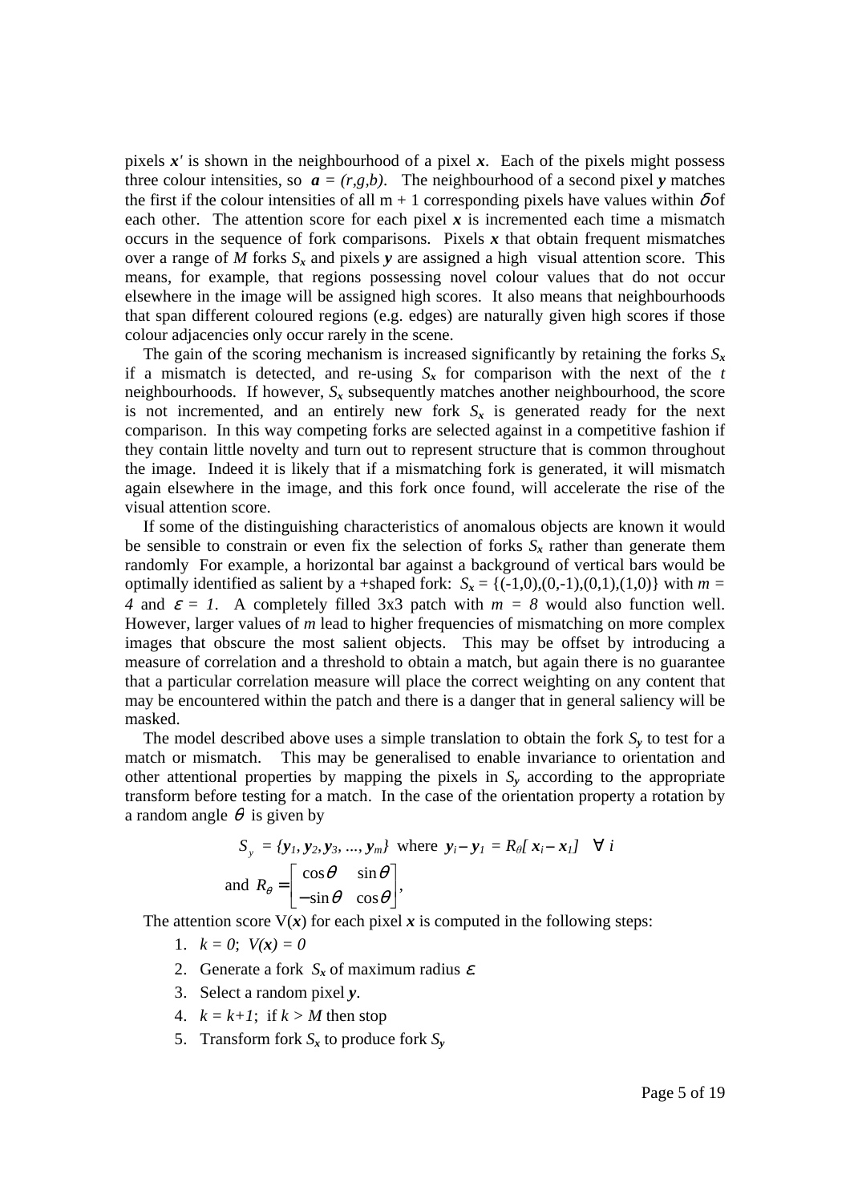pixels $\boldsymbol{x}'$ is shown in the neighbourhood of a pixel $\boldsymbol{x}$. Each of the pixels might possess three colour intensities, so $\boldsymbol{a} = (r,g,b)$. The neighbourhood of a second pixel $\boldsymbol{y}$ matches the first if the colour intensities of all m + 1 corresponding pixels have values within $\delta$ of each other. The attention score for each pixel $\boldsymbol{x}$ is incremented each time a mismatch occurs in the sequence of fork comparisons. Pixels $\boldsymbol{x}$ that obtain frequent mismatches over a range of $M$ forks $S_{\boldsymbol{x}}$ and pixels $\boldsymbol{y}$ are assigned a high visual attention score. This means, for example, that regions possessing novel colour values that do not occur elsewhere in the image will be assigned high scores. It also means that neighbourhoods that span different coloured regions (e.g. edges) are naturally given high scores if those colour adjacencies only occur rarely in the scene.

The gain of the scoring mechanism is increased significantly by retaining the forks $S_{\boldsymbol{x}}$ if a mismatch is detected, and re-using $S_{\boldsymbol{x}}$ for comparison with the next of the $t$ neighbourhoods. If however, $S_{\boldsymbol{x}}$ subsequently matches another neighbourhood, the score is not incremented, and an entirely new fork $S_{\boldsymbol{x}}$ is generated ready for the next comparison. In this way competing forks are selected against in a competitive fashion if they contain little novelty and turn out to represent structure that is common throughout the image. Indeed it is likely that if a mismatching fork is generated, it will mismatch again elsewhere in the image, and this fork once found, will accelerate the rise of the visual attention score.

If some of the distinguishing characteristics of anomalous objects are known it would be sensible to constrain or even fix the selection of forks $S_{\boldsymbol{x}}$ rather than generate them randomly For example, a horizontal bar against a background of vertical bars would be optimally identified as salient by a +shaped fork: $S_{\boldsymbol{x}} = \{(-1,0),(0,-1),(0,1),(1,0)\}$ with $m = 4$ and $\varepsilon = 1$. A completely filled 3x3 patch with $m = 8$ would also function well. However, larger values of $m$ lead to higher frequencies of mismatching on more complex images that obscure the most salient objects. This may be offset by introducing a measure of correlation and a threshold to obtain a match, but again there is no guarantee that a particular correlation measure will place the correct weighting on any content that may be encountered within the patch and there is a danger that in general saliency will be masked.

The model described above uses a simple translation to obtain the fork $S_{\boldsymbol{y}}$ to test for a match or mismatch. This may be generalised to enable invariance to orientation and other attentional properties by mapping the pixels in $S_{\boldsymbol{y}}$ according to the appropriate transform before testing for a match. In the case of the orientation property a rotation by a random angle $\theta$ is given by

$$S_y = \{\boldsymbol{y}_1, \boldsymbol{y}_2, \boldsymbol{y}_3, ..., \boldsymbol{y}_m\} \text{ where } \boldsymbol{y}_i - \boldsymbol{y}_1 = R_\theta[\boldsymbol{x}_i - \boldsymbol{x}_1] \quad \forall\ i$$

$$\text{and } R_\theta = \begin{bmatrix} \cos\theta & \sin\theta \\ -\sin\theta & \cos\theta \end{bmatrix},$$

The attention score $V(\boldsymbol{x})$ for each pixel $\boldsymbol{x}$ is computed in the following steps:

1. $k = 0$; $V(\boldsymbol{x}) = 0$
2. Generate a fork $S_{\boldsymbol{x}}$ of maximum radius $\varepsilon$
3. Select a random pixel $\boldsymbol{y}$.
4. $k = k+1$; if $k > M$ then stop
5. Transform fork $S_{\boldsymbol{x}}$ to produce fork $S_{\boldsymbol{y}}$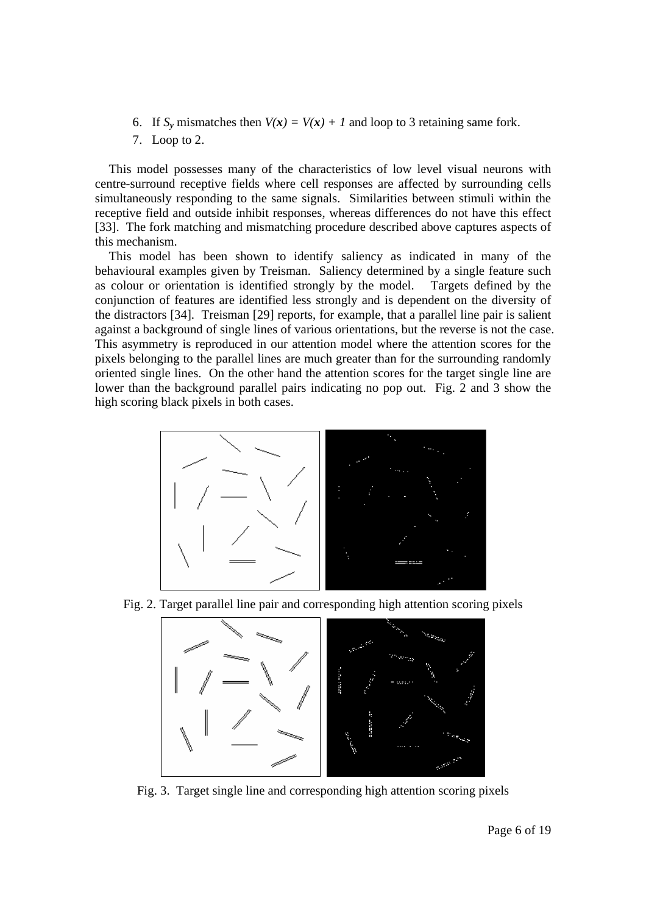6. If $S_y$ mismatches then $V(\boldsymbol{x}) = V(\boldsymbol{x}) + 1$ and loop to 3 retaining same fork.
7. Loop to 2.

This model possesses many of the characteristics of low level visual neurons with centre-surround receptive fields where cell responses are affected by surrounding cells simultaneously responding to the same signals. Similarities between stimuli within the receptive field and outside inhibit responses, whereas differences do not have this effect [33]. The fork matching and mismatching procedure described above captures aspects of this mechanism.

This model has been shown to identify saliency as indicated in many of the behavioural examples given by Treisman. Saliency determined by a single feature such as colour or orientation is identified strongly by the model. Targets defined by the conjunction of features are identified less strongly and is dependent on the diversity of the distractors [34]. Treisman [29] reports, for example, that a parallel line pair is salient against a background of single lines of various orientations, but the reverse is not the case. This asymmetry is reproduced in our attention model where the attention scores for the pixels belonging to the parallel lines are much greater than for the surrounding randomly oriented single lines. On the other hand the attention scores for the target single line are lower than the background parallel pairs indicating no pop out. Fig. 2 and 3 show the high scoring black pixels in both cases.

Fig. 2. Target parallel line pair and corresponding high attention scoring pixels

Fig. 3. Target single line and corresponding high attention scoring pixels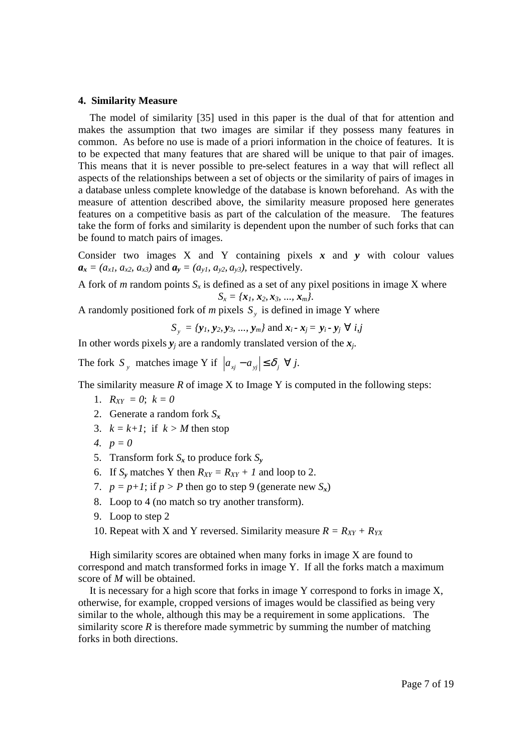### 4. Similarity Measure

The model of similarity [35] used in this paper is the dual of that for attention and makes the assumption that two images are similar if they possess many features in common. As before no use is made of a priori information in the choice of features. It is to be expected that many features that are shared will be unique to that pair of images. This means that it is never possible to pre-select features in a way that will reflect all aspects of the relationships between a set of objects or the similarity of pairs of images in a database unless complete knowledge of the database is known beforehand. As with the measure of attention described above, the similarity measure proposed here generates features on a competitive basis as part of the calculation of the measure. The features take the form of forks and similarity is dependent upon the number of such forks that can be found to match pairs of images.

Consider two images X and Y containing pixels $\mathbf{x}$ and $\mathbf{y}$ with colour values $\mathbf{a_x} = (a_{x1}, a_{x2}, a_{x3})$ and $\mathbf{a_y} = (a_{y1}, a_{y2}, a_{y3})$, respectively.

A fork of $m$ random points $S_x$ is defined as a set of any pixel positions in image X where

$$S_x = \{\mathbf{x}_1, \mathbf{x}_2, \mathbf{x}_3, ..., \mathbf{x}_m\}.$$

A randomly positioned fork of $m$ pixels $S_y$ is defined in image Y where

$$S_y = \{\mathbf{y}_1, \mathbf{y}_2, \mathbf{y}_3, ..., \mathbf{y}_m\} \text{ and } \mathbf{x}_i - \mathbf{x}_j = \mathbf{y}_i - \mathbf{y}_j \ \forall \ i,j$$

In other words pixels $\mathbf{y}_j$ are a randomly translated version of the $\mathbf{x}_j$.

The fork $S_y$ matches image Y if $\left|a_{xj} - a_{yj}\right| \le \delta_j \ \forall \ j$.

The similarity measure $R$ of image X to Image Y is computed in the following steps:

1. $R_{XY} = 0$; $k = 0$
2. Generate a random fork $S_{\mathbf{x}}$
3. $k = k+1$; if $k > M$ then stop
4. $p = 0$
5. Transform fork $S_{\mathbf{x}}$ to produce fork $S_{\mathbf{y}}$
6. If $S_{\mathbf{y}}$ matches Y then $R_{XY} = R_{XY} + 1$ and loop to 2.
7. $p = p+1$; if $p > P$ then go to step 9 (generate new $S_{\mathbf{x}}$)
8. Loop to 4 (no match so try another transform).
9. Loop to step 2
10. Repeat with X and Y reversed. Similarity measure $R = R_{XY} + R_{YX}$

High similarity scores are obtained when many forks in image X are found to correspond and match transformed forks in image Y. If all the forks match a maximum score of $M$ will be obtained.

It is necessary for a high score that forks in image Y correspond to forks in image X, otherwise, for example, cropped versions of images would be classified as being very similar to the whole, although this may be a requirement in some applications. The similarity score $R$ is therefore made symmetric by summing the number of matching forks in both directions.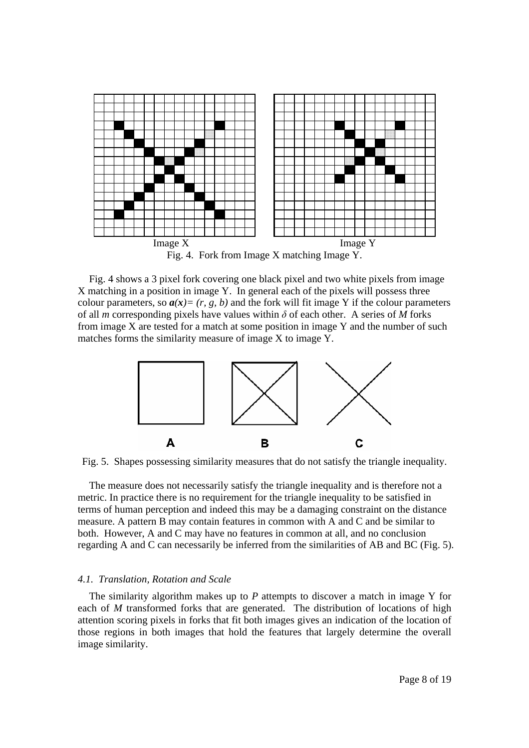Image X Image Y

Fig. 4. Fork from Image X matching Image Y.

Fig. 4 shows a 3 pixel fork covering one black pixel and two white pixels from image X matching in a position in image Y. In general each of the pixels will possess three colour parameters, so $\boldsymbol{a}(x) = (r, g, b)$ and the fork will fit image Y if the colour parameters of all $m$ corresponding pixels have values within $\delta$ of each other. A series of $M$ forks from image X are tested for a match at some position in image Y and the number of such matches forms the similarity measure of image X to image Y.

A B C

Fig. 5. Shapes possessing similarity measures that do not satisfy the triangle inequality.

The measure does not necessarily satisfy the triangle inequality and is therefore not a metric. In practice there is no requirement for the triangle inequality to be satisfied in terms of human perception and indeed this may be a damaging constraint on the distance measure. A pattern B may contain features in common with A and C and be similar to both. However, A and C may have no features in common at all, and no conclusion regarding A and C can necessarily be inferred from the similarities of AB and BC (Fig. 5).

### *4.1. Translation, Rotation and Scale*

The similarity algorithm makes up to $P$ attempts to discover a match in image Y for each of $M$ transformed forks that are generated. The distribution of locations of high attention scoring pixels in forks that fit both images gives an indication of the location of those regions in both images that hold the features that largely determine the overall image similarity.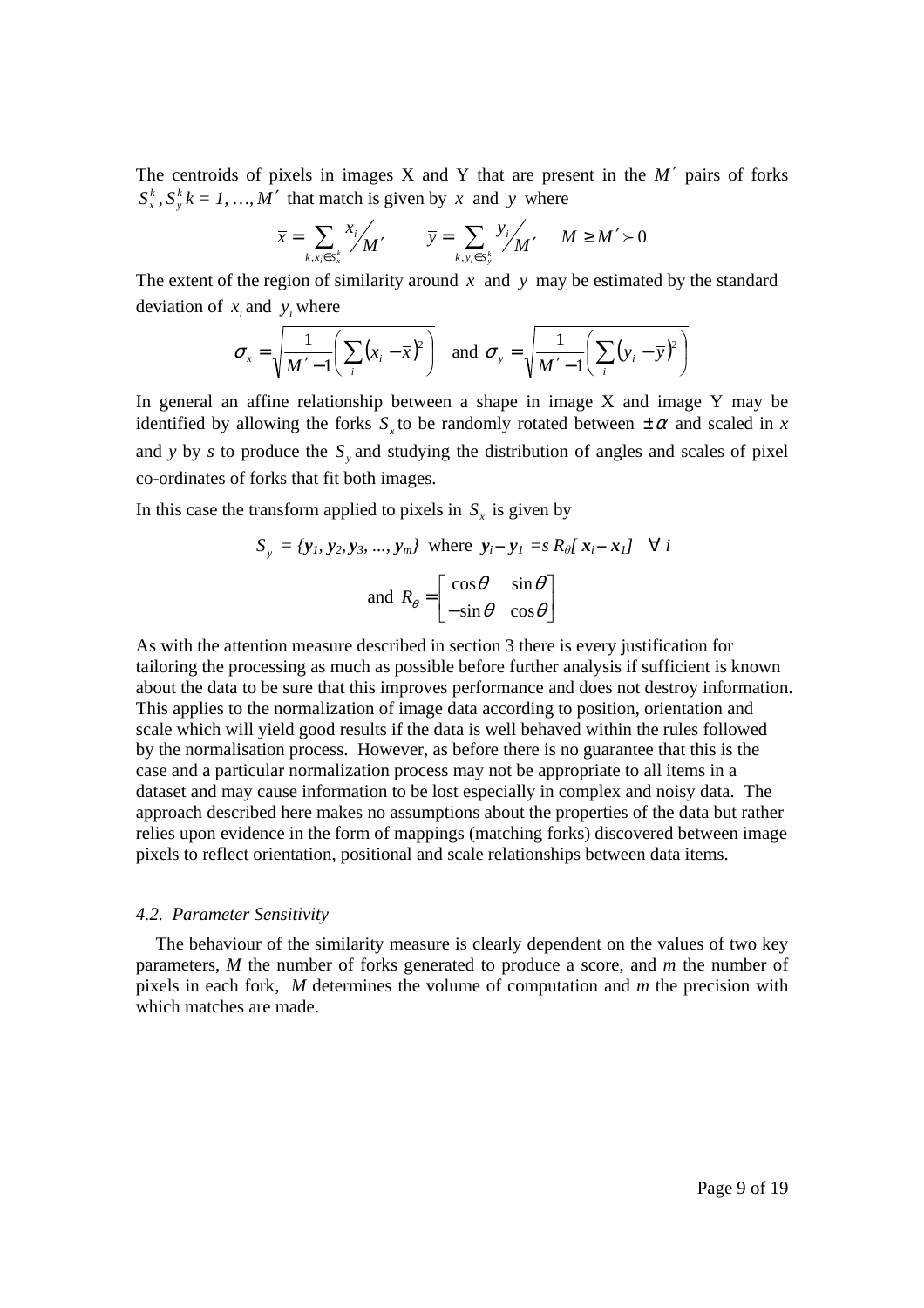The centroids of pixels in images X and Y that are present in the $M'$ pairs of forks $S_x^k, S_y^k$ $k = 1, \ldots, M'$ that match is given by $\bar{x}$ and $\bar{y}$ where

$$\bar{x} = \sum_{k, x_i \in S_x^k} x_i \big/ M' \qquad \bar{y} = \sum_{k, y_i \in S_y^k} y_i \big/ M' \qquad M \geq M' \succ 0$$

The extent of the region of similarity around $\bar{x}$ and $\bar{y}$ may be estimated by the standard deviation of $x_i$ and $y_i$ where

$$\sigma_x = \sqrt{\frac{1}{M'-1}\left(\sum_i (x_i - \bar{x})^2\right)} \quad \text{and} \quad \sigma_y = \sqrt{\frac{1}{M'-1}\left(\sum_i (y_i - \bar{y})^2\right)}$$

In general an affine relationship between a shape in image X and image Y may be identified by allowing the forks $S_x$ to be randomly rotated between $\pm\alpha$ and scaled in *x* and *y* by *s* to produce the $S_y$ and studying the distribution of angles and scales of pixel co-ordinates of forks that fit both images.

In this case the transform applied to pixels in $S_x$ is given by

$$S_y = \{\mathbf{y}_1, \mathbf{y}_2, \mathbf{y}_3, \ldots, \mathbf{y}_m\} \text{ where } \mathbf{y}_i - \mathbf{y}_1 = s\, R_\theta[\mathbf{x}_i - \mathbf{x}_1] \quad \forall\, i$$

$$\text{and } R_\theta = \begin{bmatrix} \cos\theta & \sin\theta \\ -\sin\theta & \cos\theta \end{bmatrix}$$

As with the attention measure described in section 3 there is every justification for tailoring the processing as much as possible before further analysis if sufficient is known about the data to be sure that this improves performance and does not destroy information. This applies to the normalization of image data according to position, orientation and scale which will yield good results if the data is well behaved within the rules followed by the normalisation process. However, as before there is no guarantee that this is the case and a particular normalization process may not be appropriate to all items in a dataset and may cause information to be lost especially in complex and noisy data. The approach described here makes no assumptions about the properties of the data but rather relies upon evidence in the form of mappings (matching forks) discovered between image pixels to reflect orientation, positional and scale relationships between data items.

### *4.2. Parameter Sensitivity*

The behaviour of the similarity measure is clearly dependent on the values of two key parameters, *M* the number of forks generated to produce a score, and *m* the number of pixels in each fork, *M* determines the volume of computation and *m* the precision with which matches are made.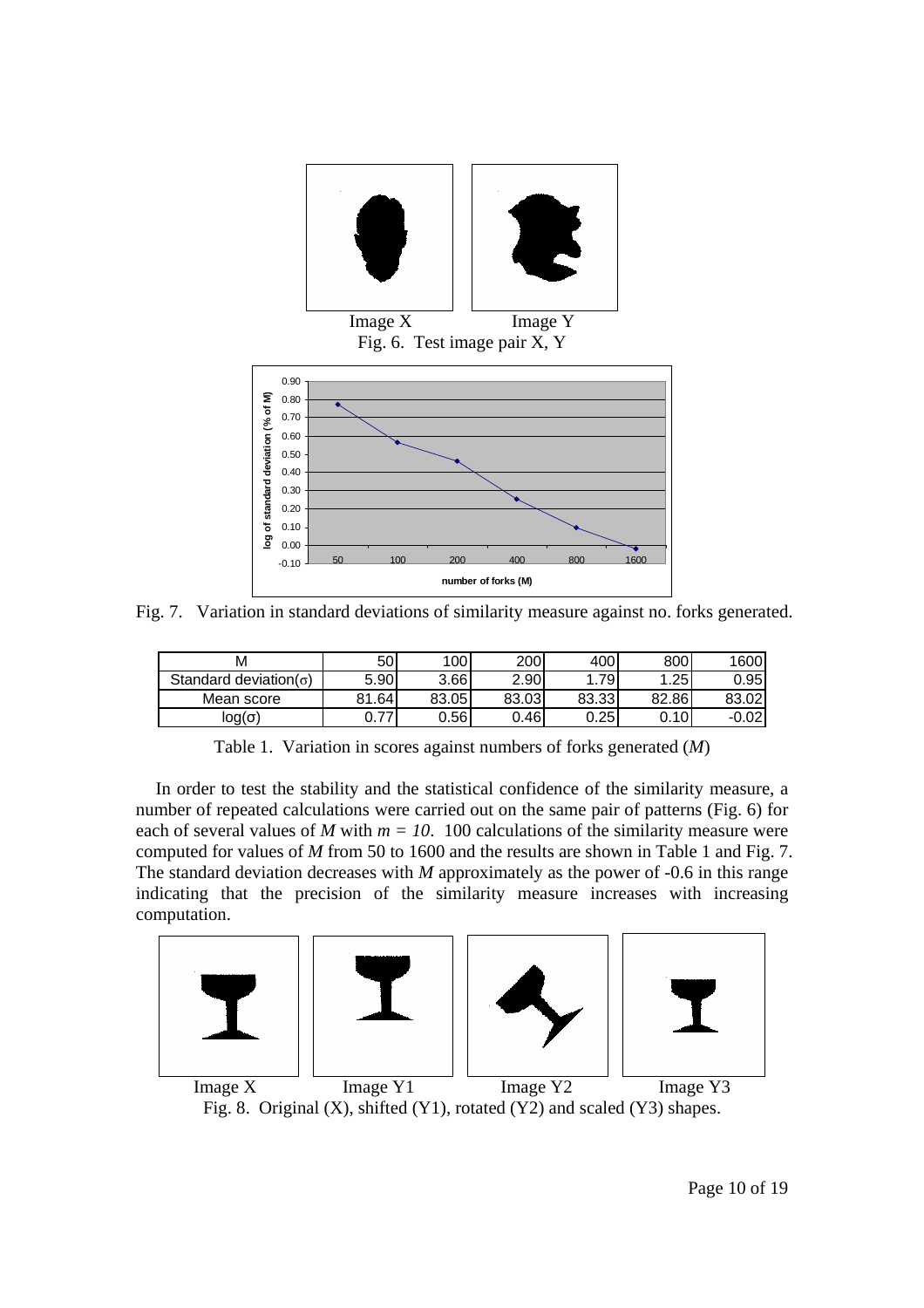Image X Image Y

Fig. 6. Test image pair X, Y

Fig. 7. Variation in standard deviations of similarity measure against no. forks generated.

| M | 50 | 100 | 200 | 400 | 800 | 1600 |
| --- | --- | --- | --- | --- | --- | --- |
| Standard deviation($\sigma$) | 5.90 | 3.66 | 2.90 | 1.79 | 1.25 | 0.95 |
| Mean score | 81.64 | 83.05 | 83.03 | 83.33 | 82.86 | 83.02 |
| $\log(\sigma)$ | 0.77 | 0.56 | 0.46 | 0.25 | 0.10 | -0.02 |

Table 1. Variation in scores against numbers of forks generated ($M$)

In order to test the stability and the statistical confidence of the similarity measure, a number of repeated calculations were carried out on the same pair of patterns (Fig. 6) for each of several values of $M$ with $m = 10$. 100 calculations of the similarity measure were computed for values of $M$ from 50 to 1600 and the results are shown in Table 1 and Fig. 7. The standard deviation decreases with $M$ approximately as the power of -0.6 in this range indicating that the precision of the similarity measure increases with increasing computation.

Image X Image Y1 Image Y2 Image Y3

Fig. 8. Original (X), shifted (Y1), rotated (Y2) and scaled (Y3) shapes.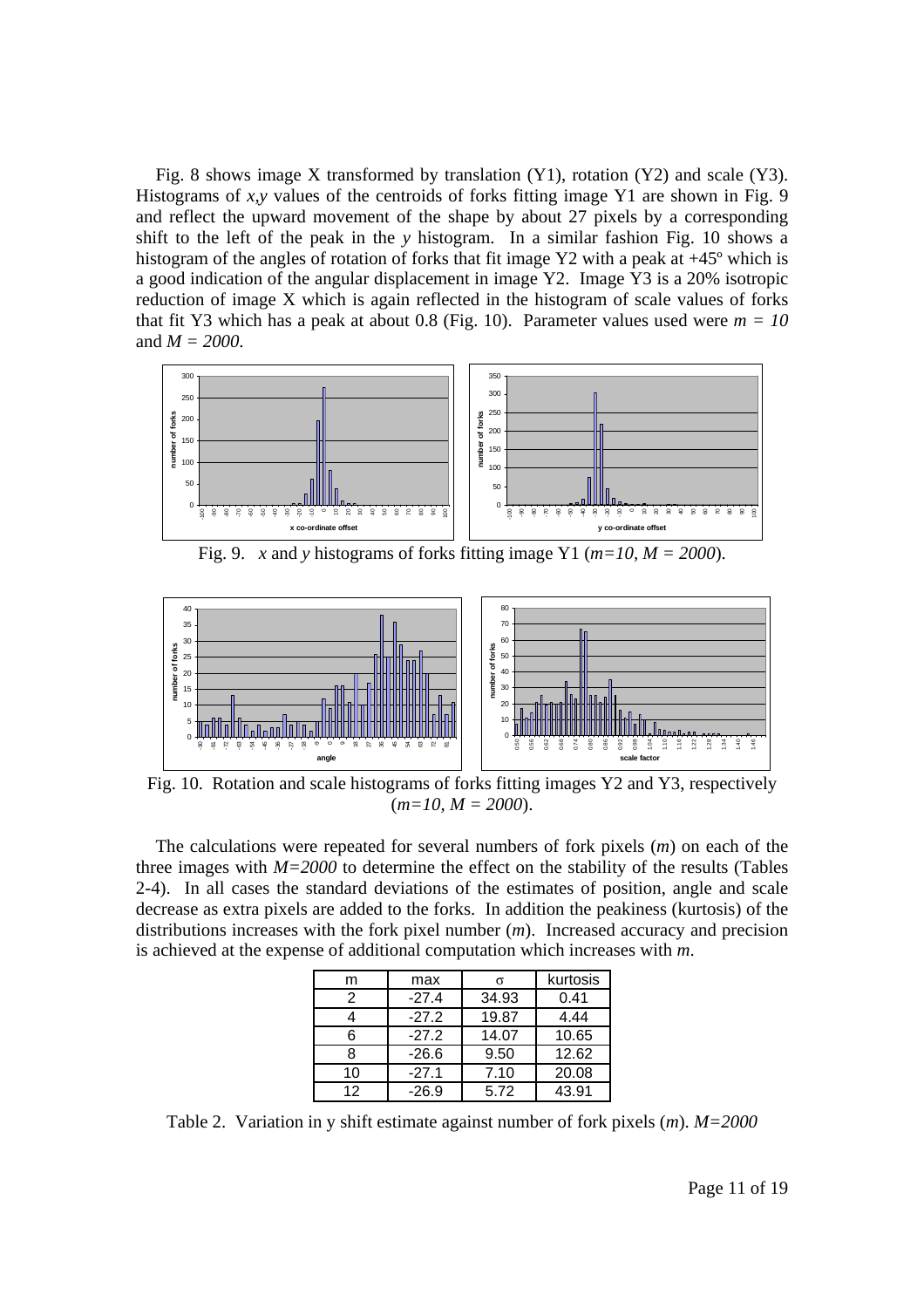Fig. 8 shows image X transformed by translation (Y1), rotation (Y2) and scale (Y3). Histograms of *x,y* values of the centroids of forks fitting image Y1 are shown in Fig. 9 and reflect the upward movement of the shape by about 27 pixels by a corresponding shift to the left of the peak in the *y* histogram. In a similar fashion Fig. 10 shows a histogram of the angles of rotation of forks that fit image Y2 with a peak at +45º which is a good indication of the angular displacement in image Y2. Image Y3 is a 20% isotropic reduction of image X which is again reflected in the histogram of scale values of forks that fit Y3 which has a peak at about 0.8 (Fig. 10). Parameter values used were $m = 10$ and $M = 2000$.

Fig. 9. *x* and *y* histograms of forks fitting image Y1 ($m=10$, $M = 2000$).

Fig. 10. Rotation and scale histograms of forks fitting images Y2 and Y3, respectively ($m=10$, $M = 2000$).

The calculations were repeated for several numbers of fork pixels ($m$) on each of the three images with $M=2000$ to determine the effect on the stability of the results (Tables 2-4). In all cases the standard deviations of the estimates of position, angle and scale decrease as extra pixels are added to the forks. In addition the peakiness (kurtosis) of the distributions increases with the fork pixel number ($m$). Increased accuracy and precision is achieved at the expense of additional computation which increases with $m$.

| m | max | σ | kurtosis |
|---|---|---|---|
| 2 | -27.4 | 34.93 | 0.41 |
| 4 | -27.2 | 19.87 | 4.44 |
| 6 | -27.2 | 14.07 | 10.65 |
| 8 | -26.6 | 9.50 | 12.62 |
| 10 | -27.1 | 7.10 | 20.08 |
| 12 | -26.9 | 5.72 | 43.91 |

Table 2. Variation in y shift estimate against number of fork pixels ($m$). $M=2000$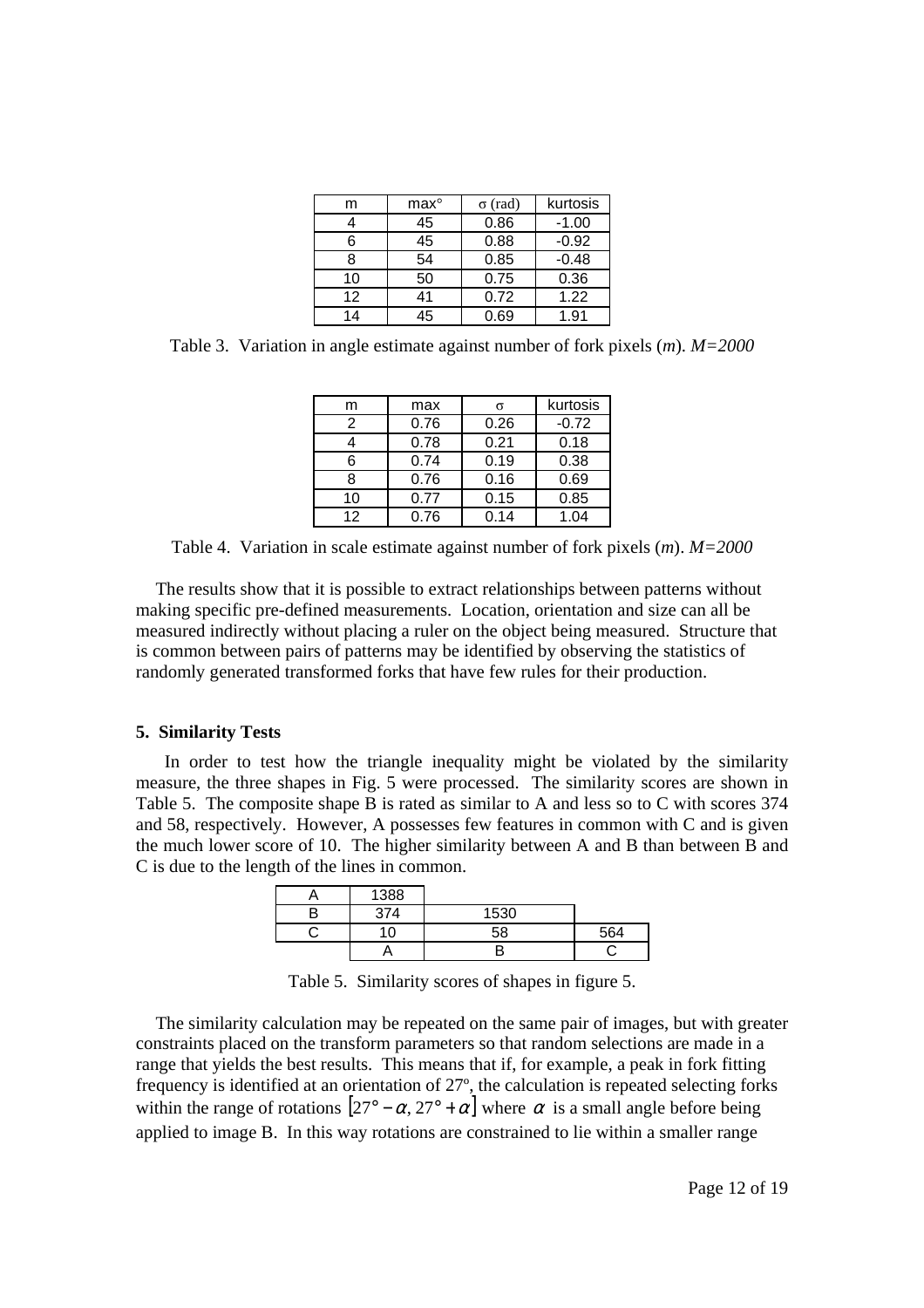| m | max° | σ (rad) | kurtosis |
|---|---|---|---|
| 4 | 45 | 0.86 | -1.00 |
| 6 | 45 | 0.88 | -0.92 |
| 8 | 54 | 0.85 | -0.48 |
| 10 | 50 | 0.75 | 0.36 |
| 12 | 41 | 0.72 | 1.22 |
| 14 | 45 | 0.69 | 1.91 |

Table 3. Variation in angle estimate against number of fork pixels (*m*). *M=2000*

| m | max | σ | kurtosis |
|---|---|---|---|
| 2 | 0.76 | 0.26 | -0.72 |
| 4 | 0.78 | 0.21 | 0.18 |
| 6 | 0.74 | 0.19 | 0.38 |
| 8 | 0.76 | 0.16 | 0.69 |
| 10 | 0.77 | 0.15 | 0.85 |
| 12 | 0.76 | 0.14 | 1.04 |

Table 4. Variation in scale estimate against number of fork pixels (*m*). *M=2000*

The results show that it is possible to extract relationships between patterns without making specific pre-defined measurements. Location, orientation and size can all be measured indirectly without placing a ruler on the object being measured. Structure that is common between pairs of patterns may be identified by observing the statistics of randomly generated transformed forks that have few rules for their production.

## 5. Similarity Tests

In order to test how the triangle inequality might be violated by the similarity measure, the three shapes in Fig. 5 were processed. The similarity scores are shown in Table 5. The composite shape B is rated as similar to A and less so to C with scores 374 and 58, respectively. However, A possesses few features in common with C and is given the much lower score of 10. The higher similarity between A and B than between B and C is due to the length of the lines in common.

| | | | |
|---|---|---|---|
| A | 1388 | | |
| B | 374 | 1530 | |
| C | 10 | 58 | 564 |
| | A | B | C |

Table 5. Similarity scores of shapes in figure 5.

The similarity calculation may be repeated on the same pair of images, but with greater constraints placed on the transform parameters so that random selections are made in a range that yields the best results. This means that if, for example, a peak in fork fitting frequency is identified at an orientation of 27º, the calculation is repeated selecting forks within the range of rotations $[27° - \alpha, 27° + \alpha]$ where $\alpha$ is a small angle before being applied to image B. In this way rotations are constrained to lie within a smaller range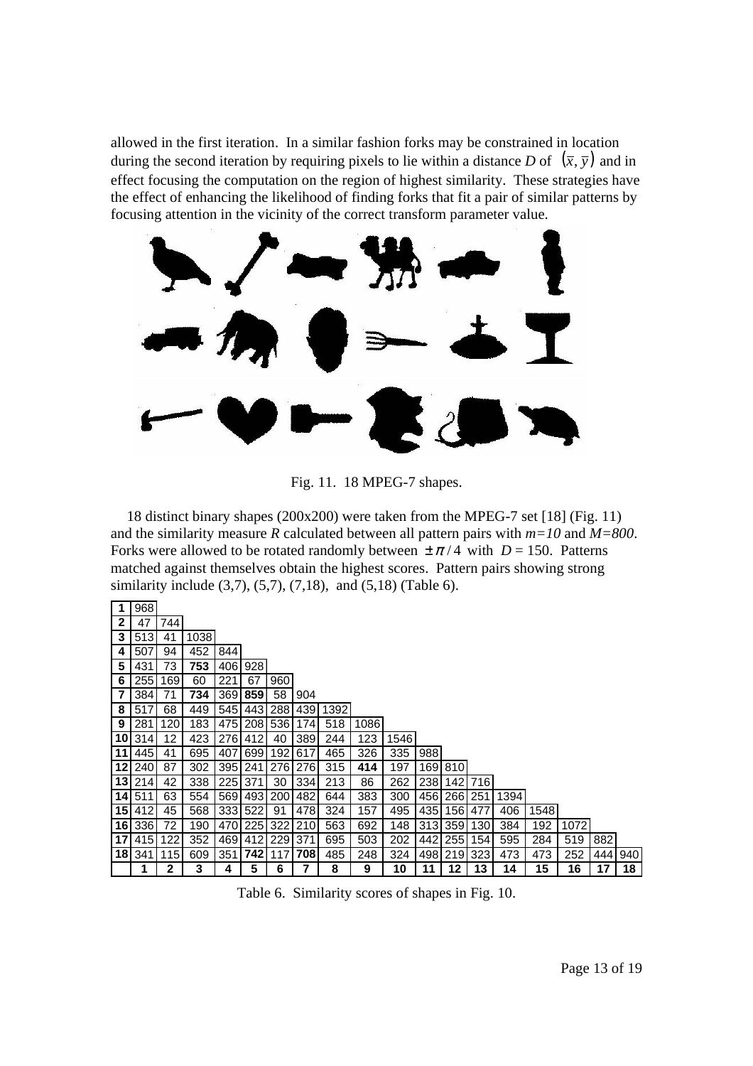allowed in the first iteration. In a similar fashion forks may be constrained in location during the second iteration by requiring pixels to lie within a distance *D* of $(\bar{x}, \bar{y})$ and in effect focusing the computation on the region of highest similarity. These strategies have the effect of enhancing the likelihood of finding forks that fit a pair of similar patterns by focusing attention in the vicinity of the correct transform parameter value.

Fig. 11. 18 MPEG-7 shapes.

18 distinct binary shapes (200x200) were taken from the MPEG-7 set [18] (Fig. 11) and the similarity measure *R* calculated between all pattern pairs with *m=10* and *M=800*. Forks were allowed to be rotated randomly between $\pm\pi/4$ with $D = 150$. Patterns matched against themselves obtain the highest scores. Pattern pairs showing strong similarity include (3,7), (5,7), (7,18), and (5,18) (Table 6).

| **1** | 968 | | | | | | | | | | | | | | | | | |
|---|---|---|---|---|---|---|---|---|---|---|---|---|---|---|---|---|---|---|
| **2** | 47 | 744 | | | | | | | | | | | | | | | | |
| **3** | 513 | 41 | 1038 | | | | | | | | | | | | | | | |
| **4** | 507 | 94 | 452 | 844 | | | | | | | | | | | | | | |
| **5** | 431 | 73 | **753** | 406 | 928 | | | | | | | | | | | | | |
| **6** | 255 | 169 | 60 | 221 | 67 | 960 | | | | | | | | | | | | |
| **7** | 384 | 71 | **734** | 369 | **859** | 58 | 904 | | | | | | | | | | | |
| **8** | 517 | 68 | 449 | 545 | 443 | 288 | 439 | 1392 | | | | | | | | | | |
| **9** | 281 | 120 | 183 | 475 | 208 | 536 | 174 | 518 | 1086 | | | | | | | | | |
| **10** | 314 | 12 | 423 | 276 | 412 | 40 | 389 | 244 | 123 | 1546 | | | | | | | | |
| **11** | 445 | 41 | 695 | 407 | 699 | 192 | 617 | 465 | 326 | 335 | 988 | | | | | | | |
| **12** | 240 | 87 | 302 | 395 | 241 | 276 | 276 | 315 | **414** | 197 | 169 | 810 | | | | | | |
| **13** | 214 | 42 | 338 | 225 | 371 | 30 | 334 | 213 | 86 | 262 | 238 | 142 | 716 | | | | | |
| **14** | 511 | 63 | 554 | 569 | 493 | 200 | 482 | 644 | 383 | 300 | 456 | 266 | 251 | 1394 | | | | |
| **15** | 412 | 45 | 568 | 333 | 522 | 91 | 478 | 324 | 157 | 495 | 435 | 156 | 477 | 406 | 1548 | | | |
| **16** | 336 | 72 | 190 | 470 | 225 | 322 | 210 | 563 | 692 | 148 | 313 | 359 | 130 | 384 | 192 | 1072 | | |
| **17** | 415 | 122 | 352 | 469 | 412 | 229 | 371 | 695 | 503 | 202 | 442 | 255 | 154 | 595 | 284 | 519 | 882 | |
| **18** | 341 | 115 | 609 | 351 | **742** | 117 | **708** | 485 | 248 | 324 | 498 | 219 | 323 | 473 | 473 | 252 | 444 | 940 |
| | **1** | **2** | **3** | **4** | **5** | **6** | **7** | **8** | **9** | **10** | **11** | **12** | **13** | **14** | **15** | **16** | **17** | **18** |

Table 6. Similarity scores of shapes in Fig. 10.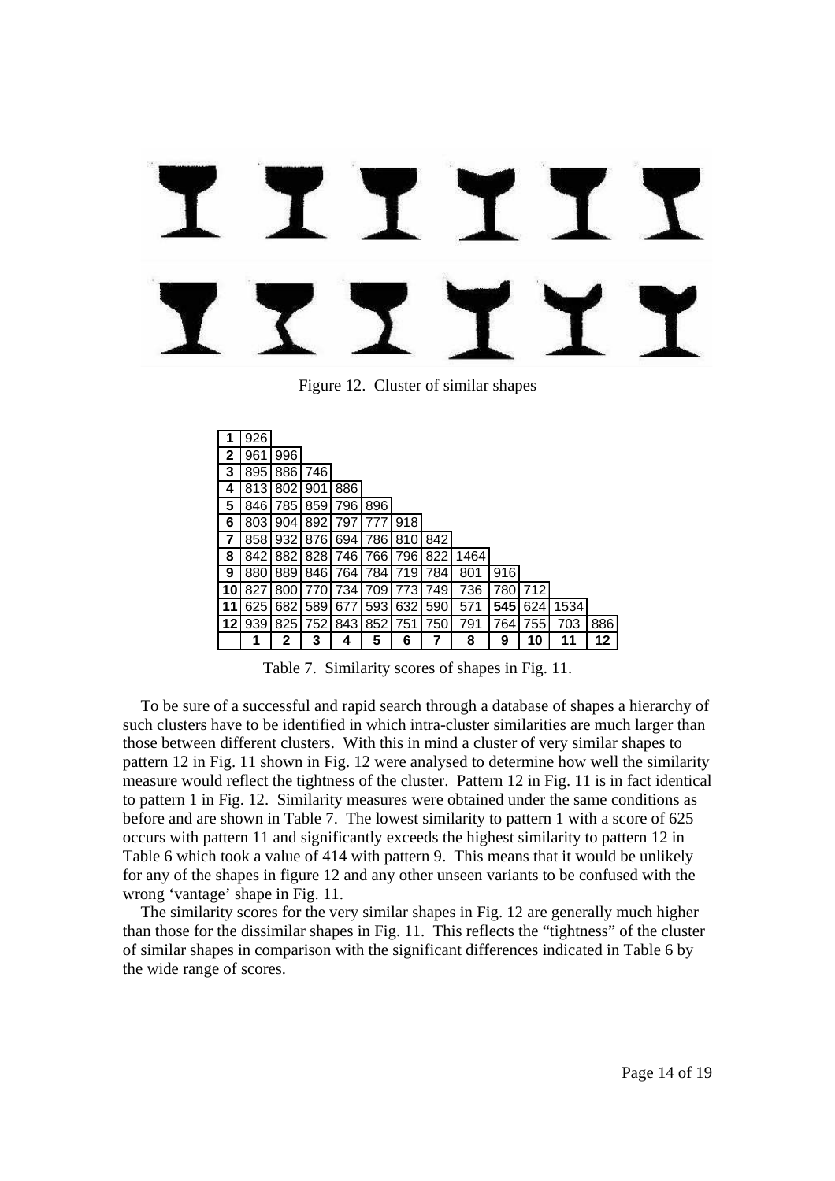Figure 12. Cluster of similar shapes

| | | | | | | | | | | | | |
|---|---|---|---|---|---|---|---|---|---|---|---|---|
| **1** | 926 | | | | | | | | | | | |
| **2** | 961 | 996 | | | | | | | | | | |
| **3** | 895 | 886 | 746 | | | | | | | | | |
| **4** | 813 | 802 | 901 | 886 | | | | | | | | |
| **5** | 846 | 785 | 859 | 796 | 896 | | | | | | | |
| **6** | 803 | 904 | 892 | 797 | 777 | 918 | | | | | | |
| **7** | 858 | 932 | 876 | 694 | 786 | 810 | 842 | | | | | |
| **8** | 842 | 882 | 828 | 746 | 766 | 796 | 822 | 1464 | | | | |
| **9** | 880 | 889 | 846 | 764 | 784 | 719 | 784 | 801 | 916 | | | |
| **10** | 827 | 800 | 770 | 734 | 709 | 773 | 749 | 736 | 780 | 712 | | |
| **11** | 625 | 682 | 589 | 677 | 593 | 632 | 590 | 571 | **545** | 624 | 1534 | |
| **12** | 939 | 825 | 752 | 843 | 852 | 751 | 750 | 791 | 764 | 755 | 703 | 886 |
| | **1** | **2** | **3** | **4** | **5** | **6** | **7** | **8** | **9** | **10** | **11** | **12** |

Table 7. Similarity scores of shapes in Fig. 11.

To be sure of a successful and rapid search through a database of shapes a hierarchy of such clusters have to be identified in which intra-cluster similarities are much larger than those between different clusters. With this in mind a cluster of very similar shapes to pattern 12 in Fig. 11 shown in Fig. 12 were analysed to determine how well the similarity measure would reflect the tightness of the cluster. Pattern 12 in Fig. 11 is in fact identical to pattern 1 in Fig. 12. Similarity measures were obtained under the same conditions as before and are shown in Table 7. The lowest similarity to pattern 1 with a score of 625 occurs with pattern 11 and significantly exceeds the highest similarity to pattern 12 in Table 6 which took a value of 414 with pattern 9. This means that it would be unlikely for any of the shapes in figure 12 and any other unseen variants to be confused with the wrong 'vantage' shape in Fig. 11.

The similarity scores for the very similar shapes in Fig. 12 are generally much higher than those for the dissimilar shapes in Fig. 11. This reflects the "tightness" of the cluster of similar shapes in comparison with the significant differences indicated in Table 6 by the wide range of scores.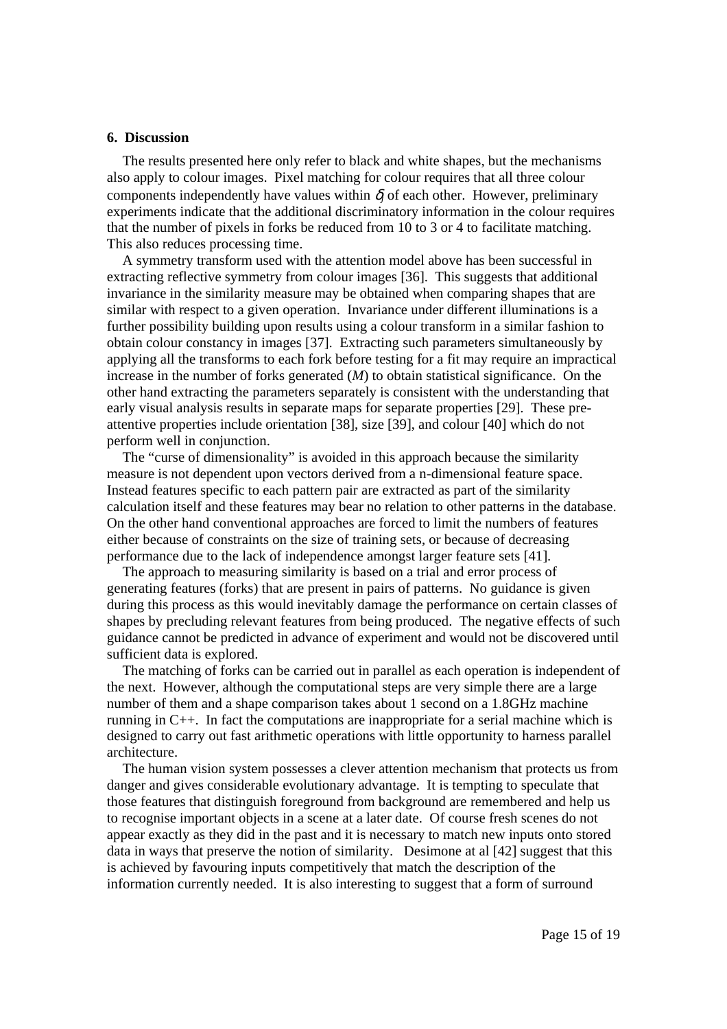## 6. Discussion

The results presented here only refer to black and white shapes, but the mechanisms also apply to colour images. Pixel matching for colour requires that all three colour components independently have values within $\delta_j$ of each other. However, preliminary experiments indicate that the additional discriminatory information in the colour requires that the number of pixels in forks be reduced from 10 to 3 or 4 to facilitate matching. This also reduces processing time.

A symmetry transform used with the attention model above has been successful in extracting reflective symmetry from colour images [36]. This suggests that additional invariance in the similarity measure may be obtained when comparing shapes that are similar with respect to a given operation. Invariance under different illuminations is a further possibility building upon results using a colour transform in a similar fashion to obtain colour constancy in images [37]. Extracting such parameters simultaneously by applying all the transforms to each fork before testing for a fit may require an impractical increase in the number of forks generated ($M$) to obtain statistical significance. On the other hand extracting the parameters separately is consistent with the understanding that early visual analysis results in separate maps for separate properties [29]. These pre-attentive properties include orientation [38], size [39], and colour [40] which do not perform well in conjunction.

The "curse of dimensionality" is avoided in this approach because the similarity measure is not dependent upon vectors derived from a n-dimensional feature space. Instead features specific to each pattern pair are extracted as part of the similarity calculation itself and these features may bear no relation to other patterns in the database. On the other hand conventional approaches are forced to limit the numbers of features either because of constraints on the size of training sets, or because of decreasing performance due to the lack of independence amongst larger feature sets [41].

The approach to measuring similarity is based on a trial and error process of generating features (forks) that are present in pairs of patterns. No guidance is given during this process as this would inevitably damage the performance on certain classes of shapes by precluding relevant features from being produced. The negative effects of such guidance cannot be predicted in advance of experiment and would not be discovered until sufficient data is explored.

The matching of forks can be carried out in parallel as each operation is independent of the next. However, although the computational steps are very simple there are a large number of them and a shape comparison takes about 1 second on a 1.8GHz machine running in C++. In fact the computations are inappropriate for a serial machine which is designed to carry out fast arithmetic operations with little opportunity to harness parallel architecture.

The human vision system possesses a clever attention mechanism that protects us from danger and gives considerable evolutionary advantage. It is tempting to speculate that those features that distinguish foreground from background are remembered and help us to recognise important objects in a scene at a later date. Of course fresh scenes do not appear exactly as they did in the past and it is necessary to match new inputs onto stored data in ways that preserve the notion of similarity. Desimone at al [42] suggest that this is achieved by favouring inputs competitively that match the description of the information currently needed. It is also interesting to suggest that a form of surround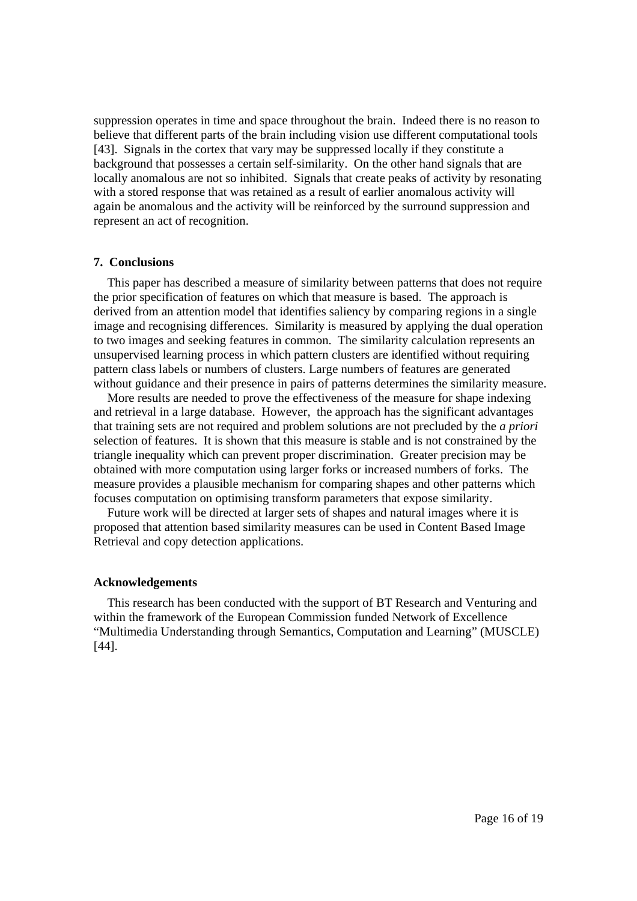suppression operates in time and space throughout the brain. Indeed there is no reason to believe that different parts of the brain including vision use different computational tools [43]. Signals in the cortex that vary may be suppressed locally if they constitute a background that possesses a certain self-similarity. On the other hand signals that are locally anomalous are not so inhibited. Signals that create peaks of activity by resonating with a stored response that was retained as a result of earlier anomalous activity will again be anomalous and the activity will be reinforced by the surround suppression and represent an act of recognition.

### 7. Conclusions

This paper has described a measure of similarity between patterns that does not require the prior specification of features on which that measure is based. The approach is derived from an attention model that identifies saliency by comparing regions in a single image and recognising differences. Similarity is measured by applying the dual operation to two images and seeking features in common. The similarity calculation represents an unsupervised learning process in which pattern clusters are identified without requiring pattern class labels or numbers of clusters. Large numbers of features are generated without guidance and their presence in pairs of patterns determines the similarity measure.

More results are needed to prove the effectiveness of the measure for shape indexing and retrieval in a large database. However, the approach has the significant advantages that training sets are not required and problem solutions are not precluded by the *a priori* selection of features. It is shown that this measure is stable and is not constrained by the triangle inequality which can prevent proper discrimination. Greater precision may be obtained with more computation using larger forks or increased numbers of forks. The measure provides a plausible mechanism for comparing shapes and other patterns which focuses computation on optimising transform parameters that expose similarity.

Future work will be directed at larger sets of shapes and natural images where it is proposed that attention based similarity measures can be used in Content Based Image Retrieval and copy detection applications.

### Acknowledgements

This research has been conducted with the support of BT Research and Venturing and within the framework of the European Commission funded Network of Excellence "Multimedia Understanding through Semantics, Computation and Learning" (MUSCLE) [44].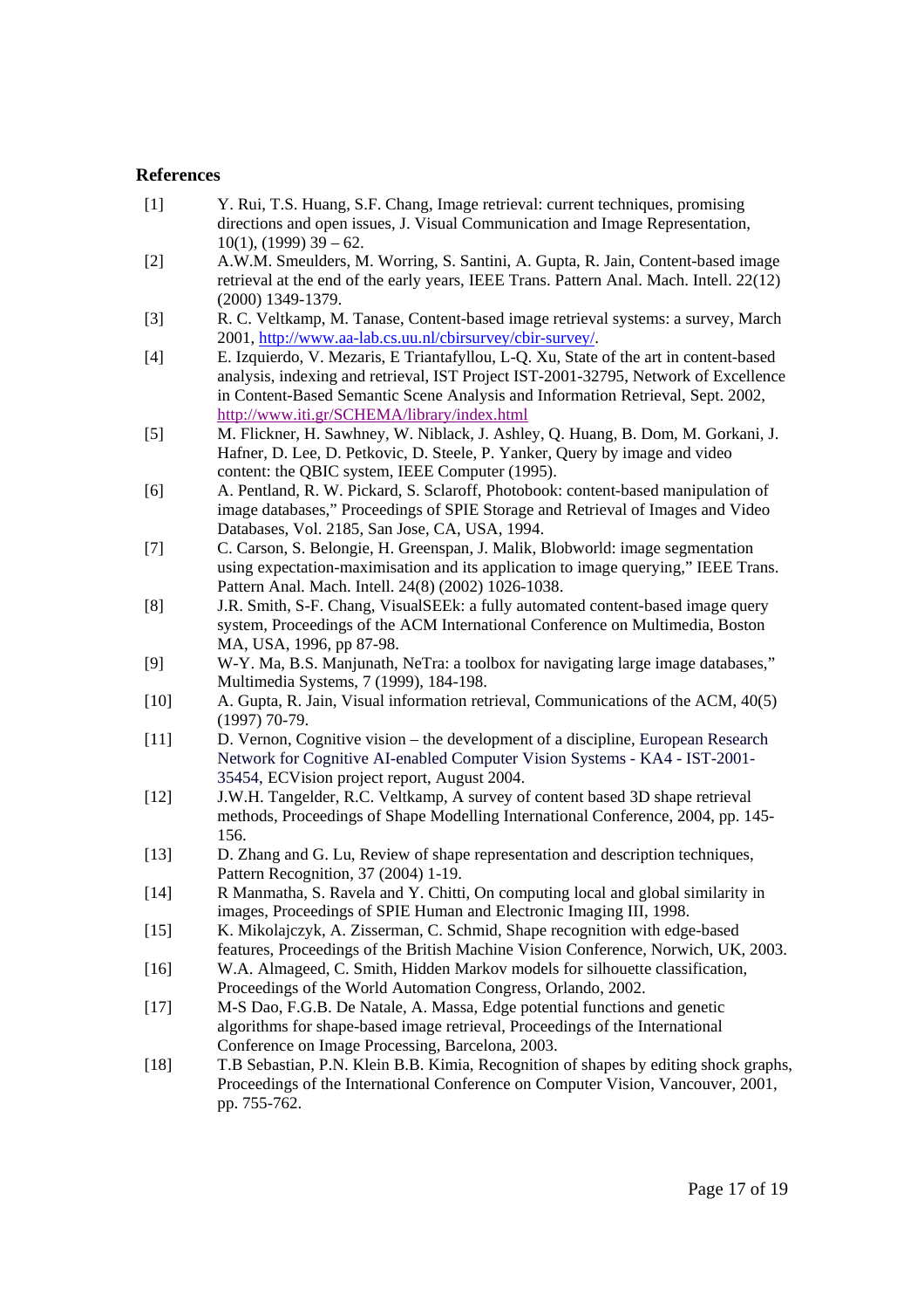## References

[1] Y. Rui, T.S. Huang, S.F. Chang, Image retrieval: current techniques, promising directions and open issues, J. Visual Communication and Image Representation, 10(1), (1999) 39 – 62.

[2] A.W.M. Smeulders, M. Worring, S. Santini, A. Gupta, R. Jain, Content-based image retrieval at the end of the early years, IEEE Trans. Pattern Anal. Mach. Intell. 22(12) (2000) 1349-1379.

[3] R. C. Veltkamp, M. Tanase, Content-based image retrieval systems: a survey, March 2001, http://www.aa-lab.cs.uu.nl/cbirsurvey/cbir-survey/.

[4] E. Izquierdo, V. Mezaris, E Triantafyllou, L-Q. Xu, State of the art in content-based analysis, indexing and retrieval, IST Project IST-2001-32795, Network of Excellence in Content-Based Semantic Scene Analysis and Information Retrieval, Sept. 2002, http://www.iti.gr/SCHEMA/library/index.html

[5] M. Flickner, H. Sawhney, W. Niblack, J. Ashley, Q. Huang, B. Dom, M. Gorkani, J. Hafner, D. Lee, D. Petkovic, D. Steele, P. Yanker, Query by image and video content: the QBIC system, IEEE Computer (1995).

[6] A. Pentland, R. W. Pickard, S. Sclaroff, Photobook: content-based manipulation of image databases," Proceedings of SPIE Storage and Retrieval of Images and Video Databases, Vol. 2185, San Jose, CA, USA, 1994.

[7] C. Carson, S. Belongie, H. Greenspan, J. Malik, Blobworld: image segmentation using expectation-maximisation and its application to image querying," IEEE Trans. Pattern Anal. Mach. Intell. 24(8) (2002) 1026-1038.

[8] J.R. Smith, S-F. Chang, VisualSEEk: a fully automated content-based image query system, Proceedings of the ACM International Conference on Multimedia, Boston MA, USA, 1996, pp 87-98.

[9] W-Y. Ma, B.S. Manjunath, NeTra: a toolbox for navigating large image databases," Multimedia Systems, 7 (1999), 184-198.

[10] A. Gupta, R. Jain, Visual information retrieval, Communications of the ACM, 40(5) (1997) 70-79.

[11] D. Vernon, Cognitive vision – the development of a discipline, European Research Network for Cognitive AI-enabled Computer Vision Systems - KA4 - IST-2001-35454, ECVision project report, August 2004.

[12] J.W.H. Tangelder, R.C. Veltkamp, A survey of content based 3D shape retrieval methods, Proceedings of Shape Modelling International Conference, 2004, pp. 145-156.

[13] D. Zhang and G. Lu, Review of shape representation and description techniques, Pattern Recognition, 37 (2004) 1-19.

[14] R Manmatha, S. Ravela and Y. Chitti, On computing local and global similarity in images, Proceedings of SPIE Human and Electronic Imaging III, 1998.

[15] K. Mikolajczyk, A. Zisserman, C. Schmid, Shape recognition with edge-based features, Proceedings of the British Machine Vision Conference, Norwich, UK, 2003.

[16] W.A. Almageed, C. Smith, Hidden Markov models for silhouette classification, Proceedings of the World Automation Congress, Orlando, 2002.

[17] M-S Dao, F.G.B. De Natale, A. Massa, Edge potential functions and genetic algorithms for shape-based image retrieval, Proceedings of the International Conference on Image Processing, Barcelona, 2003.

[18] T.B Sebastian, P.N. Klein B.B. Kimia, Recognition of shapes by editing shock graphs, Proceedings of the International Conference on Computer Vision, Vancouver, 2001, pp. 755-762.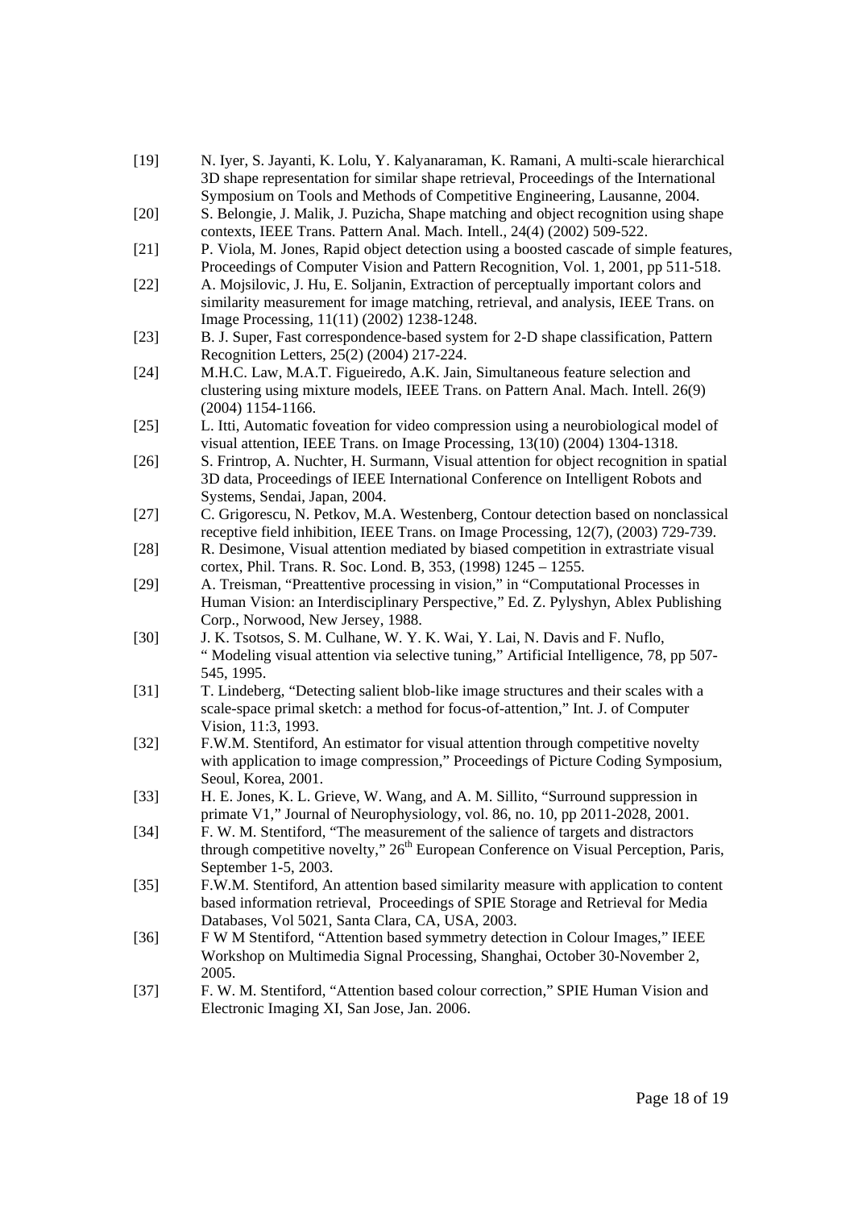[19] N. Iyer, S. Jayanti, K. Lolu, Y. Kalyanaraman, K. Ramani, A multi-scale hierarchical 3D shape representation for similar shape retrieval, Proceedings of the International Symposium on Tools and Methods of Competitive Engineering, Lausanne, 2004.

[20] S. Belongie, J. Malik, J. Puzicha, Shape matching and object recognition using shape contexts, IEEE Trans. Pattern Anal. Mach. Intell., 24(4) (2002) 509-522.

[21] P. Viola, M. Jones, Rapid object detection using a boosted cascade of simple features, Proceedings of Computer Vision and Pattern Recognition, Vol. 1, 2001, pp 511-518.

[22] A. Mojsilovic, J. Hu, E. Soljanin, Extraction of perceptually important colors and similarity measurement for image matching, retrieval, and analysis, IEEE Trans. on Image Processing, 11(11) (2002) 1238-1248.

[23] B. J. Super, Fast correspondence-based system for 2-D shape classification, Pattern Recognition Letters, 25(2) (2004) 217-224.

[24] M.H.C. Law, M.A.T. Figueiredo, A.K. Jain, Simultaneous feature selection and clustering using mixture models, IEEE Trans. on Pattern Anal. Mach. Intell. 26(9) (2004) 1154-1166.

[25] L. Itti, Automatic foveation for video compression using a neurobiological model of visual attention, IEEE Trans. on Image Processing, 13(10) (2004) 1304-1318.

[26] S. Frintrop, A. Nuchter, H. Surmann, Visual attention for object recognition in spatial 3D data, Proceedings of IEEE International Conference on Intelligent Robots and Systems, Sendai, Japan, 2004.

[27] C. Grigorescu, N. Petkov, M.A. Westenberg, Contour detection based on nonclassical receptive field inhibition, IEEE Trans. on Image Processing, 12(7), (2003) 729-739.

[28] R. Desimone, Visual attention mediated by biased competition in extrastriate visual cortex, Phil. Trans. R. Soc. Lond. B, 353, (1998) 1245 – 1255.

[29] A. Treisman, "Preattentive processing in vision," in "Computational Processes in Human Vision: an Interdisciplinary Perspective," Ed. Z. Pylyshyn, Ablex Publishing Corp., Norwood, New Jersey, 1988.

[30] J. K. Tsotsos, S. M. Culhane, W. Y. K. Wai, Y. Lai, N. Davis and F. Nuflo, " Modeling visual attention via selective tuning," Artificial Intelligence, 78, pp 507-545, 1995.

[31] T. Lindeberg, "Detecting salient blob-like image structures and their scales with a scale-space primal sketch: a method for focus-of-attention," Int. J. of Computer Vision, 11:3, 1993.

[32] F.W.M. Stentiford, An estimator for visual attention through competitive novelty with application to image compression," Proceedings of Picture Coding Symposium, Seoul, Korea, 2001.

[33] H. E. Jones, K. L. Grieve, W. Wang, and A. M. Sillito, "Surround suppression in primate V1," Journal of Neurophysiology, vol. 86, no. 10, pp 2011-2028, 2001.

[34] F. W. M. Stentiford, "The measurement of the salience of targets and distractors through competitive novelty," 26th European Conference on Visual Perception, Paris, September 1-5, 2003.

[35] F.W.M. Stentiford, An attention based similarity measure with application to content based information retrieval, Proceedings of SPIE Storage and Retrieval for Media Databases, Vol 5021, Santa Clara, CA, USA, 2003.

[36] F W M Stentiford, "Attention based symmetry detection in Colour Images," IEEE Workshop on Multimedia Signal Processing, Shanghai, October 30-November 2, 2005.

[37] F. W. M. Stentiford, "Attention based colour correction," SPIE Human Vision and Electronic Imaging XI, San Jose, Jan. 2006.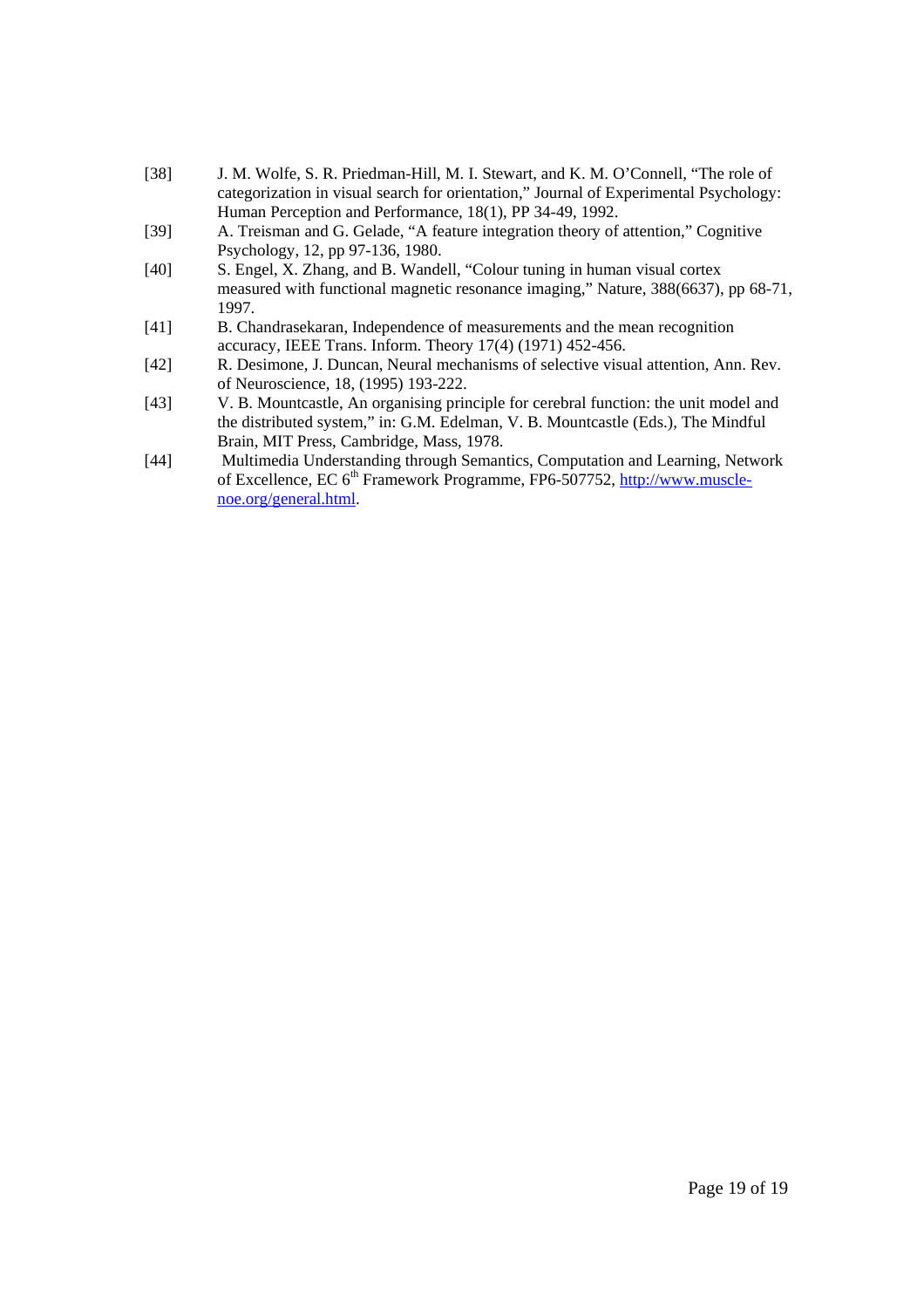[38] J. M. Wolfe, S. R. Priedman-Hill, M. I. Stewart, and K. M. O'Connell, "The role of categorization in visual search for orientation," Journal of Experimental Psychology: Human Perception and Performance, 18(1), PP 34-49, 1992.

[39] A. Treisman and G. Gelade, "A feature integration theory of attention," Cognitive Psychology, 12, pp 97-136, 1980.

[40] S. Engel, X. Zhang, and B. Wandell, "Colour tuning in human visual cortex measured with functional magnetic resonance imaging," Nature, 388(6637), pp 68-71, 1997.

[41] B. Chandrasekaran, Independence of measurements and the mean recognition accuracy, IEEE Trans. Inform. Theory 17(4) (1971) 452-456.

[42] R. Desimone, J. Duncan, Neural mechanisms of selective visual attention, Ann. Rev. of Neuroscience, 18, (1995) 193-222.

[43] V. B. Mountcastle, An organising principle for cerebral function: the unit model and the distributed system," in: G.M. Edelman, V. B. Mountcastle (Eds.), The Mindful Brain, MIT Press, Cambridge, Mass, 1978.

[44] Multimedia Understanding through Semantics, Computation and Learning, Network of Excellence, EC 6th Framework Programme, FP6-507752, http://www.muscle-noe.org/general.html.